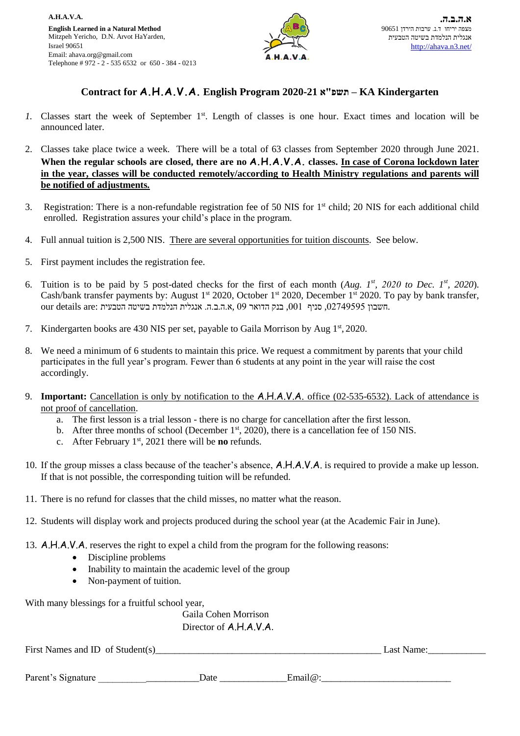**A.H.A.V.A.**
**English Learned in a Natural Method**
Mitzpeh Yericho, D.N. Arvot HaYarden,
Israel 90651
Email: ahava.org@gmail.com
Telephone # 972 - 2 - 535 6532 or 650 - 384 - 0213

**א.ה.ב.ה.**
מצפה יריחו ד.נ. ערבות הירדן 90651
אנגלית הנלמדת בשיטה הטבעית
http://ahava.n3.net/

## Contract for A.H.A.V.A. English Program 2020-21 תשפ"א – KA Kindergarten

1. Classes start the week of September 1st. Length of classes is one hour. Exact times and location will be announced later.

2. Classes take place twice a week. There will be a total of 63 classes from September 2020 through June 2021. **When the regular schools are closed, there are no A.H.A.V.A. classes.** **In case of Corona lockdown later in the year, classes will be conducted remotely/according to Health Ministry regulations and parents will be notified of adjustments.**

3. Registration: There is a non-refundable registration fee of 50 NIS for 1st child; 20 NIS for each additional child enrolled. Registration assures your child's place in the program.

4. Full annual tuition is 2,500 NIS. There are several opportunities for tuition discounts. See below.

5. First payment includes the registration fee.

6. Tuition is to be paid by 5 post-dated checks for the first of each month (*Aug. 1st, 2020 to Dec. 1st, 2020*). Cash/bank transfer payments by: August 1st 2020, October 1st 2020, December 1st 2020. To pay by bank transfer, our details are: א.ה.ב.ה. אנגלית הנלמדת בשיטה הטבעית, בנק הדואר 09, סניף 001, חשבון 02749595.

7. Kindergarten books are 430 NIS per set, payable to Gaila Morrison by Aug 1st, 2020.

8. We need a minimum of 6 students to maintain this price. We request a commitment by parents that your child participates in the full year's program. Fewer than 6 students at any point in the year will raise the cost accordingly.

9. **Important:** Cancellation is only by notification to the A.H.A.V.A. office (02-535-6532). Lack of attendance is not proof of cancellation.
   a. The first lesson is a trial lesson - there is no charge for cancellation after the first lesson.
   b. After three months of school (December 1st, 2020), there is a cancellation fee of 150 NIS.
   c. After February 1st, 2021 there will be **no** refunds.

10. If the group misses a class because of the teacher's absence, A.H.A.V.A. is required to provide a make up lesson. If that is not possible, the corresponding tuition will be refunded.

11. There is no refund for classes that the child misses, no matter what the reason.

12. Students will display work and projects produced during the school year (at the Academic Fair in June).

13. A.H.A.V.A. reserves the right to expel a child from the program for the following reasons:
    - Discipline problems
    - Inability to maintain the academic level of the group
    - Non-payment of tuition.

With many blessings for a fruitful school year,

Gaila Cohen Morrison
Director of A.H.A.V.A.

First Names and ID of Student(s)_______________________________________________ Last Name:____________

Parent's Signature _____________________Date ______________Email@:___________________________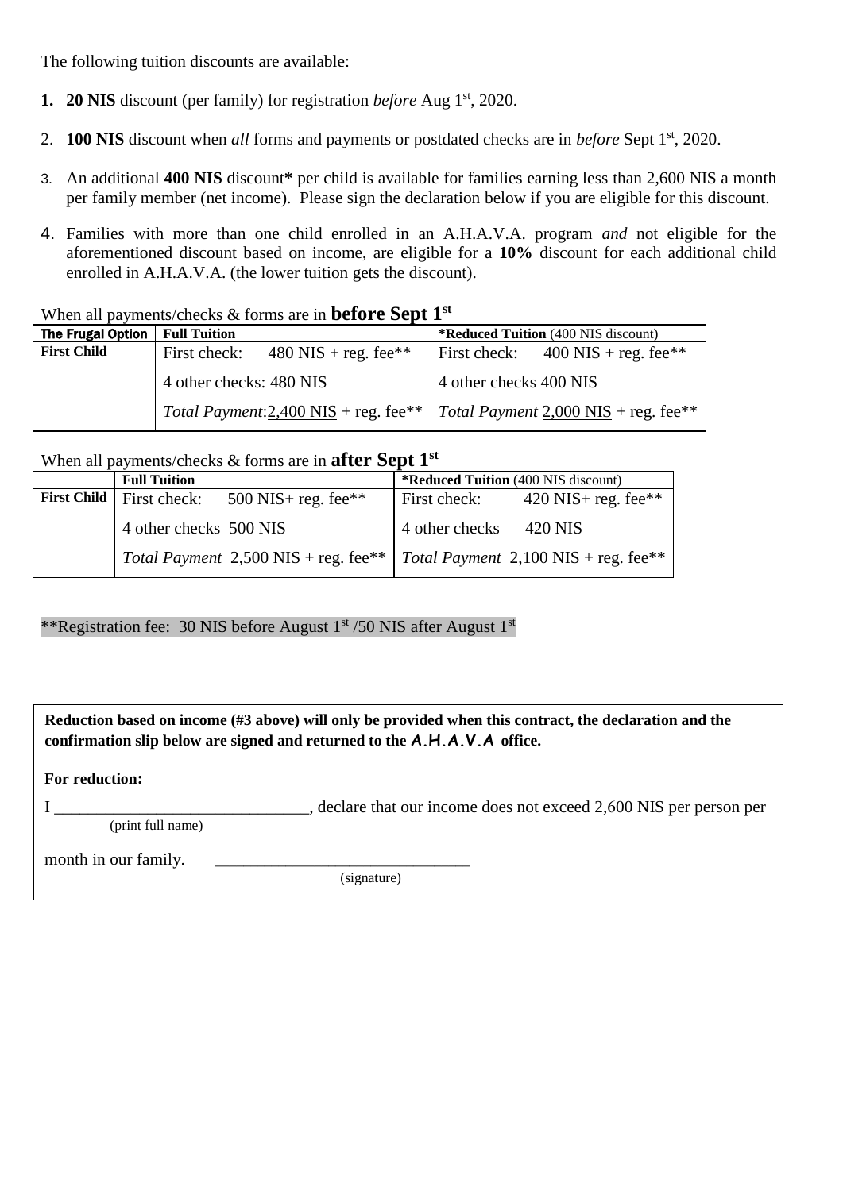The following tuition discounts are available:

1. **20 NIS** discount (per family) for registration *before* Aug 1st, 2020.
2. **100 NIS** discount when *all* forms and payments or postdated checks are in *before* Sept 1st, 2020.
3. An additional **400 NIS** discount* per child is available for families earning less than 2,600 NIS a month per family member (net income). Please sign the declaration below if you are eligible for this discount.
4. Families with more than one child enrolled in an A.H.A.V.A. program *and* not eligible for the aforementioned discount based on income, are eligible for a **10%** discount for each additional child enrolled in A.H.A.V.A. (the lower tuition gets the discount).

When all payments/checks & forms are in **before Sept 1st**

| **The Frugal Option** | **Full Tuition** | ***Reduced Tuition** (400 NIS discount) |
|---|---|---|
| **First Child** | First check: 480 NIS + reg. fee**<br>4 other checks: 480 NIS<br>*Total Payment*:2,400 NIS + reg. fee** | First check: 400 NIS + reg. fee**<br>4 other checks 400 NIS<br>*Total Payment* 2,000 NIS + reg. fee** |

When all payments/checks & forms are in **after Sept 1st**

| | **Full Tuition** | ***Reduced Tuition** (400 NIS discount) |
|---|---|---|
| **First Child** | First check: 500 NIS+ reg. fee**<br>4 other checks 500 NIS<br>*Total Payment* 2,500 NIS + reg. fee** | First check: 420 NIS+ reg. fee**<br>4 other checks 420 NIS<br>*Total Payment* 2,100 NIS + reg. fee** |

**Registration fee: 30 NIS before August 1st /50 NIS after August 1st

**Reduction based on income (#3 above) will only be provided when this contract, the declaration and the confirmation slip below are signed and returned to the A.H.A.V.A office.**

**For reduction:**

I ______________________________, declare that our income does not exceed 2,600 NIS per person per
(print full name)

month in our family. ______________________________
(signature)